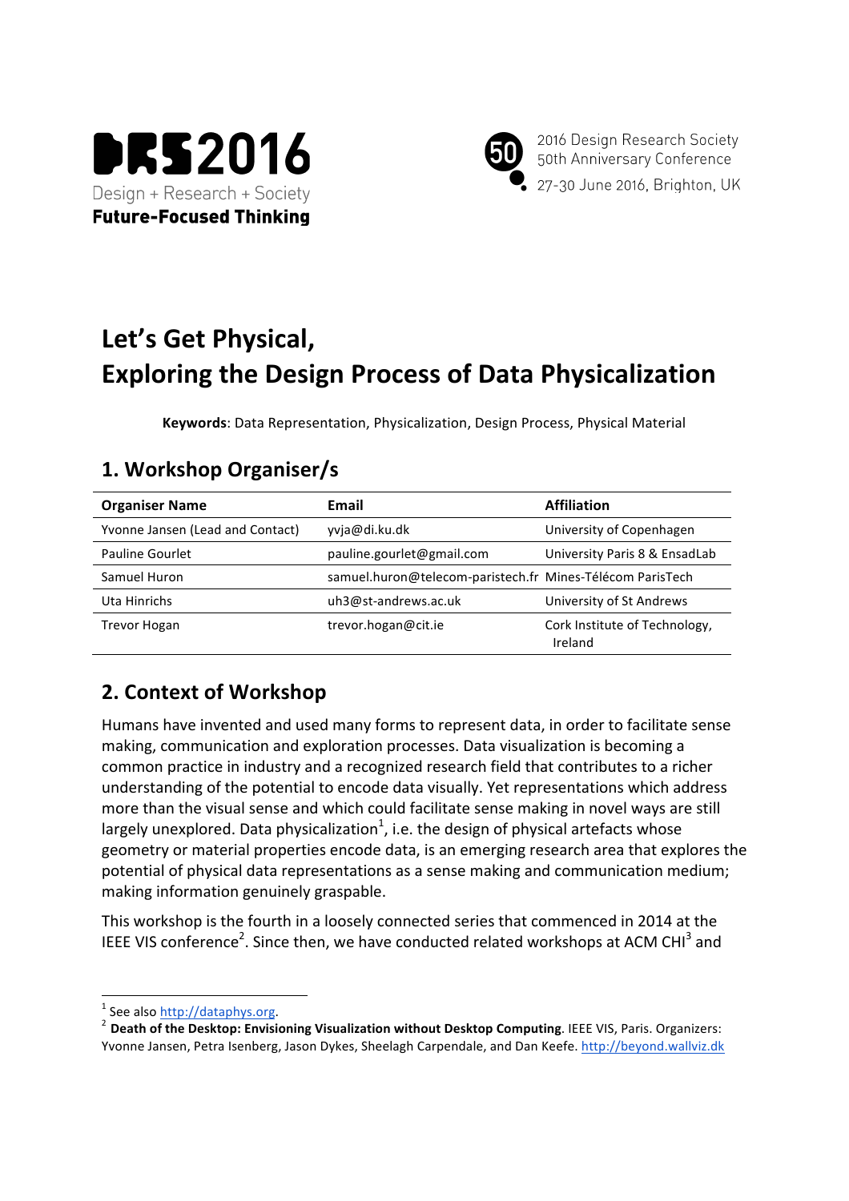DRS2016

Design + Research + Society

**Future-Focused Thinking**

2016 Design Research Society 50th Anniversary Conference

27-30 June 2016, Brighton, UK

# Let's Get Physical, Exploring the Design Process of Data Physicalization

**Keywords**: Data Representation, Physicalization, Design Process, Physical Material

## 1. Workshop Organiser/s

| Organiser Name | Email | Affiliation |
|---|---|---|
| Yvonne Jansen (Lead and Contact) | yvja@di.ku.dk | University of Copenhagen |
| Pauline Gourlet | pauline.gourlet@gmail.com | University Paris 8 & EnsadLab |
| Samuel Huron | samuel.huron@telecom-paristech.fr | Mines-Télécom ParisTech |
| Uta Hinrichs | uh3@st-andrews.ac.uk | University of St Andrews |
| Trevor Hogan | trevor.hogan@cit.ie | Cork Institute of Technology, Ireland |

## 2. Context of Workshop

Humans have invented and used many forms to represent data, in order to facilitate sense making, communication and exploration processes. Data visualization is becoming a common practice in industry and a recognized research field that contributes to a richer understanding of the potential to encode data visually. Yet representations which address more than the visual sense and which could facilitate sense making in novel ways are still largely unexplored. Data physicalization[1], i.e. the design of physical artefacts whose geometry or material properties encode data, is an emerging research area that explores the potential of physical data representations as a sense making and communication medium; making information genuinely graspable.

This workshop is the fourth in a loosely connected series that commenced in 2014 at the IEEE VIS conference[2]. Since then, we have conducted related workshops at ACM CHI[3] and

[1] See also http://dataphys.org.

[2] **Death of the Desktop: Envisioning Visualization without Desktop Computing**. IEEE VIS, Paris. Organizers: Yvonne Jansen, Petra Isenberg, Jason Dykes, Sheelagh Carpendale, and Dan Keefe. http://beyond.wallviz.dk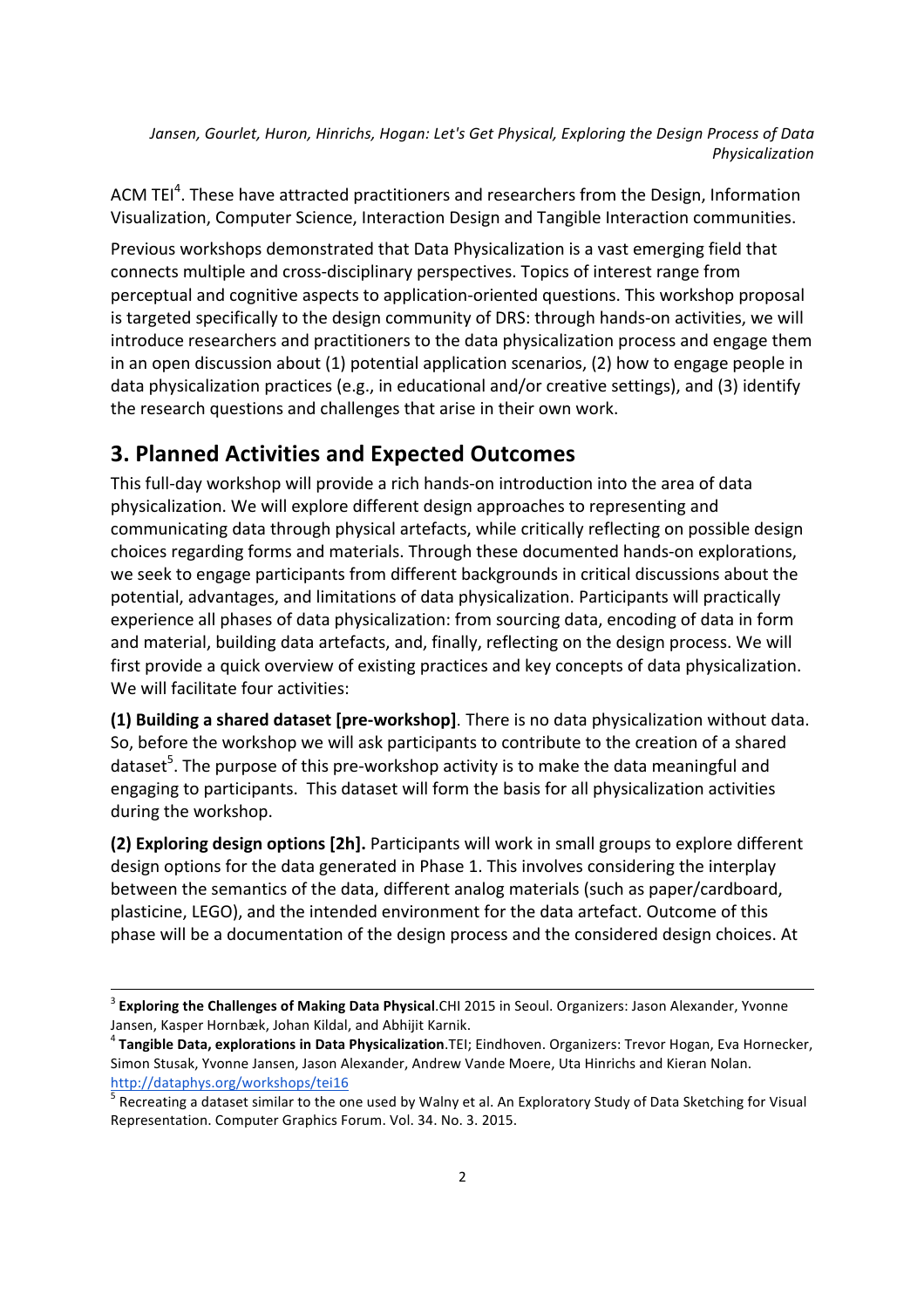ACM TEI[4]. These have attracted practitioners and researchers from the Design, Information Visualization, Computer Science, Interaction Design and Tangible Interaction communities.

Previous workshops demonstrated that Data Physicalization is a vast emerging field that connects multiple and cross-disciplinary perspectives. Topics of interest range from perceptual and cognitive aspects to application-oriented questions. This workshop proposal is targeted specifically to the design community of DRS: through hands-on activities, we will introduce researchers and practitioners to the data physicalization process and engage them in an open discussion about (1) potential application scenarios, (2) how to engage people in data physicalization practices (e.g., in educational and/or creative settings), and (3) identify the research questions and challenges that arise in their own work.

## 3. Planned Activities and Expected Outcomes

This full-day workshop will provide a rich hands-on introduction into the area of data physicalization. We will explore different design approaches to representing and communicating data through physical artefacts, while critically reflecting on possible design choices regarding forms and materials. Through these documented hands-on explorations, we seek to engage participants from different backgrounds in critical discussions about the potential, advantages, and limitations of data physicalization. Participants will practically experience all phases of data physicalization: from sourcing data, encoding of data in form and material, building data artefacts, and, finally, reflecting on the design process. We will first provide a quick overview of existing practices and key concepts of data physicalization. We will facilitate four activities:

**(1) Building a shared dataset [pre-workshop]**. There is no data physicalization without data. So, before the workshop we will ask participants to contribute to the creation of a shared dataset[5]. The purpose of this pre-workshop activity is to make the data meaningful and engaging to participants. This dataset will form the basis for all physicalization activities during the workshop.

**(2) Exploring design options [2h].** Participants will work in small groups to explore different design options for the data generated in Phase 1. This involves considering the interplay between the semantics of the data, different analog materials (such as paper/cardboard, plasticine, LEGO), and the intended environment for the data artefact. Outcome of this phase will be a documentation of the design process and the considered design choices. At

---

[3] **Exploring the Challenges of Making Data Physical**.CHI 2015 in Seoul. Organizers: Jason Alexander, Yvonne Jansen, Kasper Hornbæk, Johan Kildal, and Abhijit Karnik.

[4] **Tangible Data, explorations in Data Physicalization**.TEI; Eindhoven. Organizers: Trevor Hogan, Eva Hornecker, Simon Stusak, Yvonne Jansen, Jason Alexander, Andrew Vande Moere, Uta Hinrichs and Kieran Nolan. http://dataphys.org/workshops/tei16

[5] Recreating a dataset similar to the one used by Walny et al. An Exploratory Study of Data Sketching for Visual Representation. Computer Graphics Forum. Vol. 34. No. 3. 2015.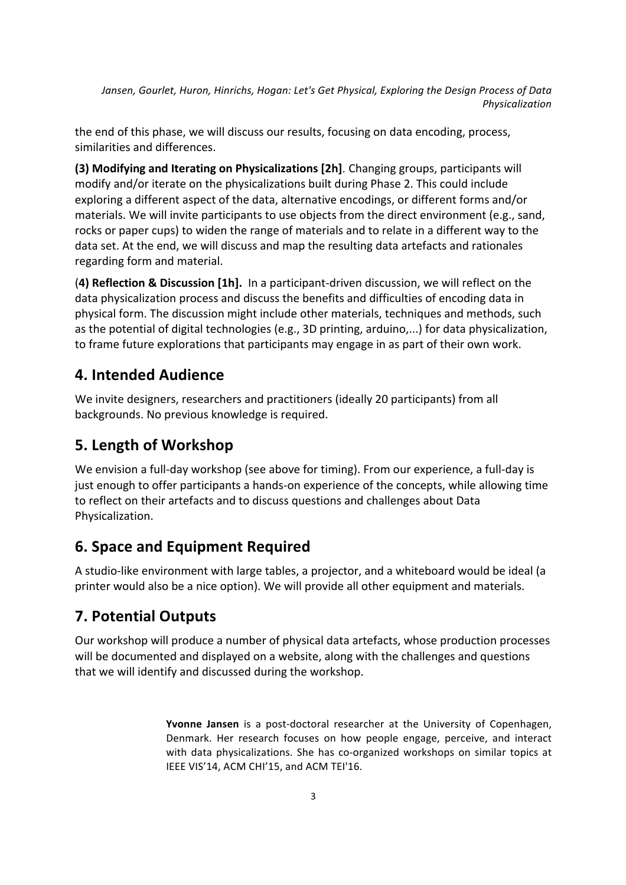the end of this phase, we will discuss our results, focusing on data encoding, process, similarities and differences.

**(3) Modifying and Iterating on Physicalizations [2h]**. Changing groups, participants will modify and/or iterate on the physicalizations built during Phase 2. This could include exploring a different aspect of the data, alternative encodings, or different forms and/or materials. We will invite participants to use objects from the direct environment (e.g., sand, rocks or paper cups) to widen the range of materials and to relate in a different way to the data set. At the end, we will discuss and map the resulting data artefacts and rationales regarding form and material.

(**4) Reflection & Discussion [1h].** In a participant-driven discussion, we will reflect on the data physicalization process and discuss the benefits and difficulties of encoding data in physical form. The discussion might include other materials, techniques and methods, such as the potential of digital technologies (e.g., 3D printing, arduino,...) for data physicalization, to frame future explorations that participants may engage in as part of their own work.

## 4. Intended Audience

We invite designers, researchers and practitioners (ideally 20 participants) from all backgrounds. No previous knowledge is required.

## 5. Length of Workshop

We envision a full-day workshop (see above for timing). From our experience, a full-day is just enough to offer participants a hands-on experience of the concepts, while allowing time to reflect on their artefacts and to discuss questions and challenges about Data Physicalization.

## 6. Space and Equipment Required

A studio-like environment with large tables, a projector, and a whiteboard would be ideal (a printer would also be a nice option). We will provide all other equipment and materials.

## 7. Potential Outputs

Our workshop will produce a number of physical data artefacts, whose production processes will be documented and displayed on a website, along with the challenges and questions that we will identify and discussed during the workshop.

**Yvonne Jansen** is a post-doctoral researcher at the University of Copenhagen, Denmark. Her research focuses on how people engage, perceive, and interact with data physicalizations. She has co-organized workshops on similar topics at IEEE VIS'14, ACM CHI'15, and ACM TEI'16.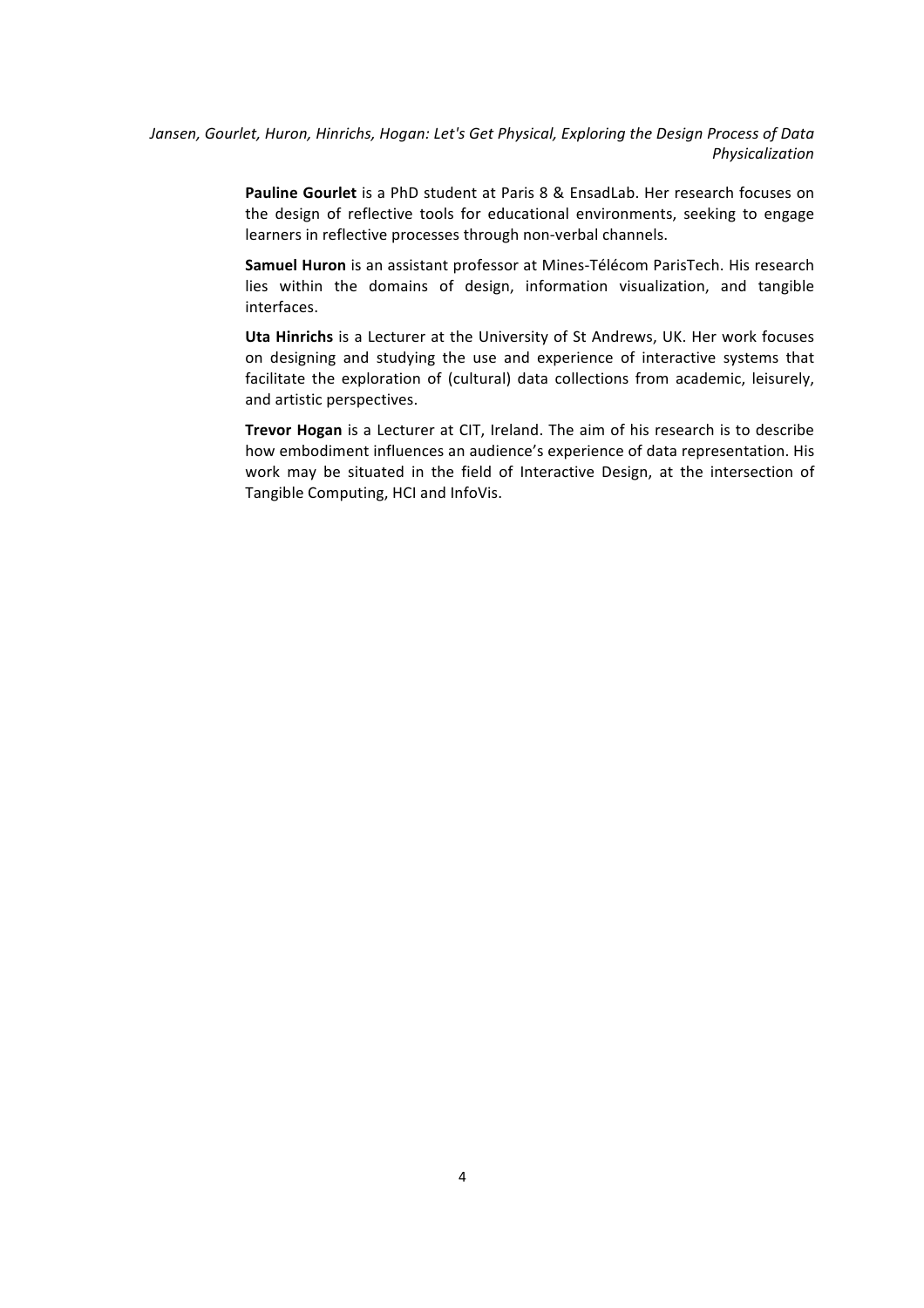**Pauline Gourlet** is a PhD student at Paris 8 & EnsadLab. Her research focuses on the design of reflective tools for educational environments, seeking to engage learners in reflective processes through non-verbal channels.

**Samuel Huron** is an assistant professor at Mines-Télécom ParisTech. His research lies within the domains of design, information visualization, and tangible interfaces.

**Uta Hinrichs** is a Lecturer at the University of St Andrews, UK. Her work focuses on designing and studying the use and experience of interactive systems that facilitate the exploration of (cultural) data collections from academic, leisurely, and artistic perspectives.

**Trevor Hogan** is a Lecturer at CIT, Ireland. The aim of his research is to describe how embodiment influences an audience's experience of data representation. His work may be situated in the field of Interactive Design, at the intersection of Tangible Computing, HCI and InfoVis.